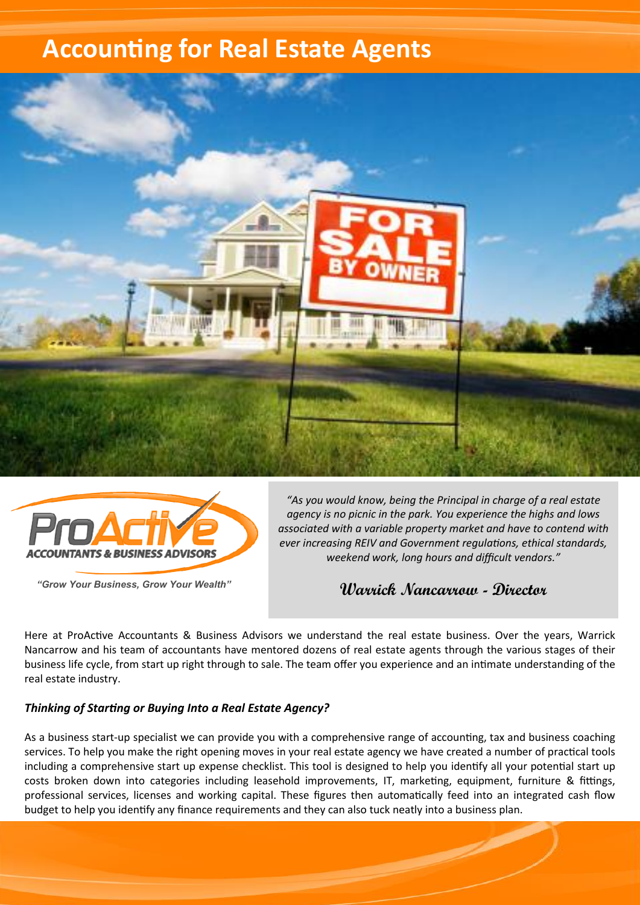# Accounting for Real Estate Agents

**ProActive ACCOUNTANTS & BUSINESS ADVISORS**

*"Grow Your Business, Grow Your Wealth"*

*"As you would know, being the Principal in charge of a real estate agency is no picnic in the park. You experience the highs and lows associated with a variable property market and have to contend with ever increasing REIV and Government regulations, ethical standards, weekend work, long hours and difficult vendors."*

**Warrick Nancarrow - Director**

Here at ProActive Accountants & Business Advisors we understand the real estate business. Over the years, Warrick Nancarrow and his team of accountants have mentored dozens of real estate agents through the various stages of their business life cycle, from start up right through to sale. The team offer you experience and an intimate understanding of the real estate industry.

### *Thinking of Starting or Buying Into a Real Estate Agency?*

As a business start-up specialist we can provide you with a comprehensive range of accounting, tax and business coaching services. To help you make the right opening moves in your real estate agency we have created a number of practical tools including a comprehensive start up expense checklist. This tool is designed to help you identify all your potential start up costs broken down into categories including leasehold improvements, IT, marketing, equipment, furniture & fittings, professional services, licenses and working capital. These figures then automatically feed into an integrated cash flow budget to help you identify any finance requirements and they can also tuck neatly into a business plan.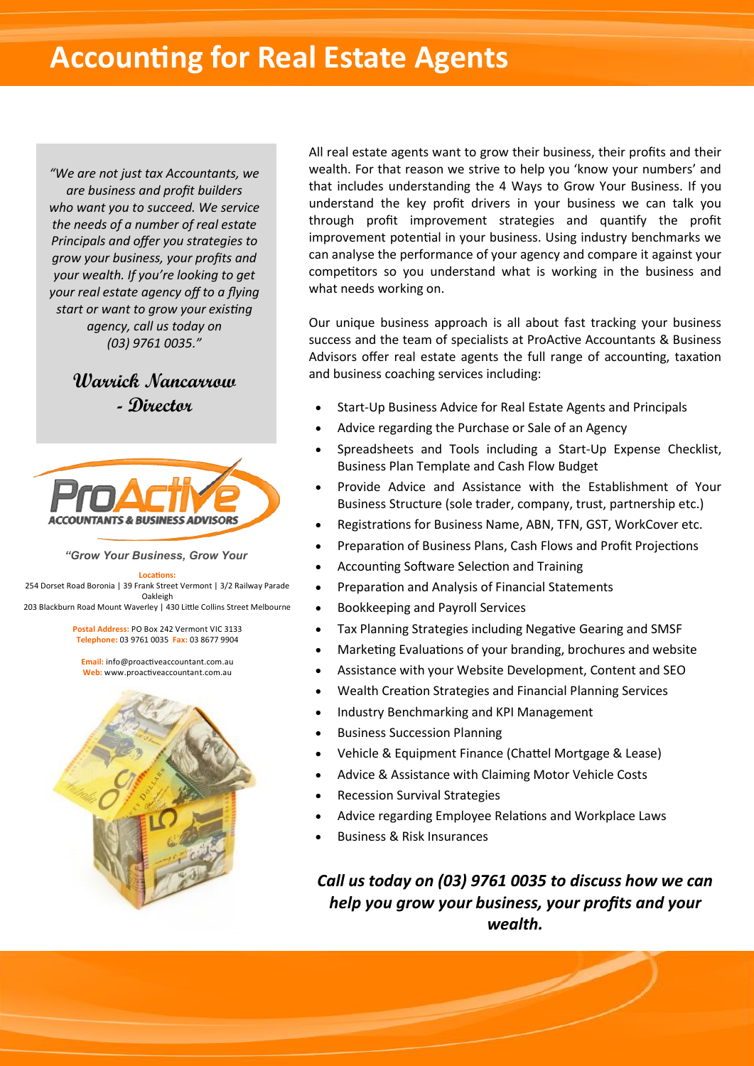# Accounting for Real Estate Agents

*"We are not just tax Accountants, we are business and profit builders who want you to succeed. We service the needs of a number of real estate Principals and offer you strategies to grow your business, your profits and your wealth. If you're looking to get your real estate agency off to a flying start or want to grow your existing agency, call us today on (03) 9761 0035."*

**Warrick Nancarrow - Director**

ProActive ACCOUNTANTS & BUSINESS ADVISORS

*"Grow Your Business, Grow Your*

**Locations:**
254 Dorset Road Boronia | 39 Frank Street Vermont | 3/2 Railway Parade Oakleigh
203 Blackburn Road Mount Waverley | 430 Little Collins Street Melbourne

**Postal Address:** PO Box 242 Vermont VIC 3133
**Telephone:** 03 9761 0035 **Fax:** 03 8677 9904

**Email:** info@proactiveaccountant.com.au
**Web:** www.proactiveaccountant.com.au

All real estate agents want to grow their business, their profits and their wealth. For that reason we strive to help you 'know your numbers' and that includes understanding the 4 Ways to Grow Your Business. If you understand the key profit drivers in your business we can talk you through profit improvement strategies and quantify the profit improvement potential in your business. Using industry benchmarks we can analyse the performance of your agency and compare it against your competitors so you understand what is working in the business and what needs working on.

Our unique business approach is all about fast tracking your business success and the team of specialists at ProActive Accountants & Business Advisors offer real estate agents the full range of accounting, taxation and business coaching services including:

- Start-Up Business Advice for Real Estate Agents and Principals
- Advice regarding the Purchase or Sale of an Agency
- Spreadsheets and Tools including a Start-Up Expense Checklist, Business Plan Template and Cash Flow Budget
- Provide Advice and Assistance with the Establishment of Your Business Structure (sole trader, company, trust, partnership etc.)
- Registrations for Business Name, ABN, TFN, GST, WorkCover etc.
- Preparation of Business Plans, Cash Flows and Profit Projections
- Accounting Software Selection and Training
- Preparation and Analysis of Financial Statements
- Bookkeeping and Payroll Services
- Tax Planning Strategies including Negative Gearing and SMSF
- Marketing Evaluations of your branding, brochures and website
- Assistance with your Website Development, Content and SEO
- Wealth Creation Strategies and Financial Planning Services
- Industry Benchmarking and KPI Management
- Business Succession Planning
- Vehicle & Equipment Finance (Chattel Mortgage & Lease)
- Advice & Assistance with Claiming Motor Vehicle Costs
- Recession Survival Strategies
- Advice regarding Employee Relations and Workplace Laws
- Business & Risk Insurances

***Call us today on (03) 9761 0035 to discuss how we can help you grow your business, your profits and your wealth.***